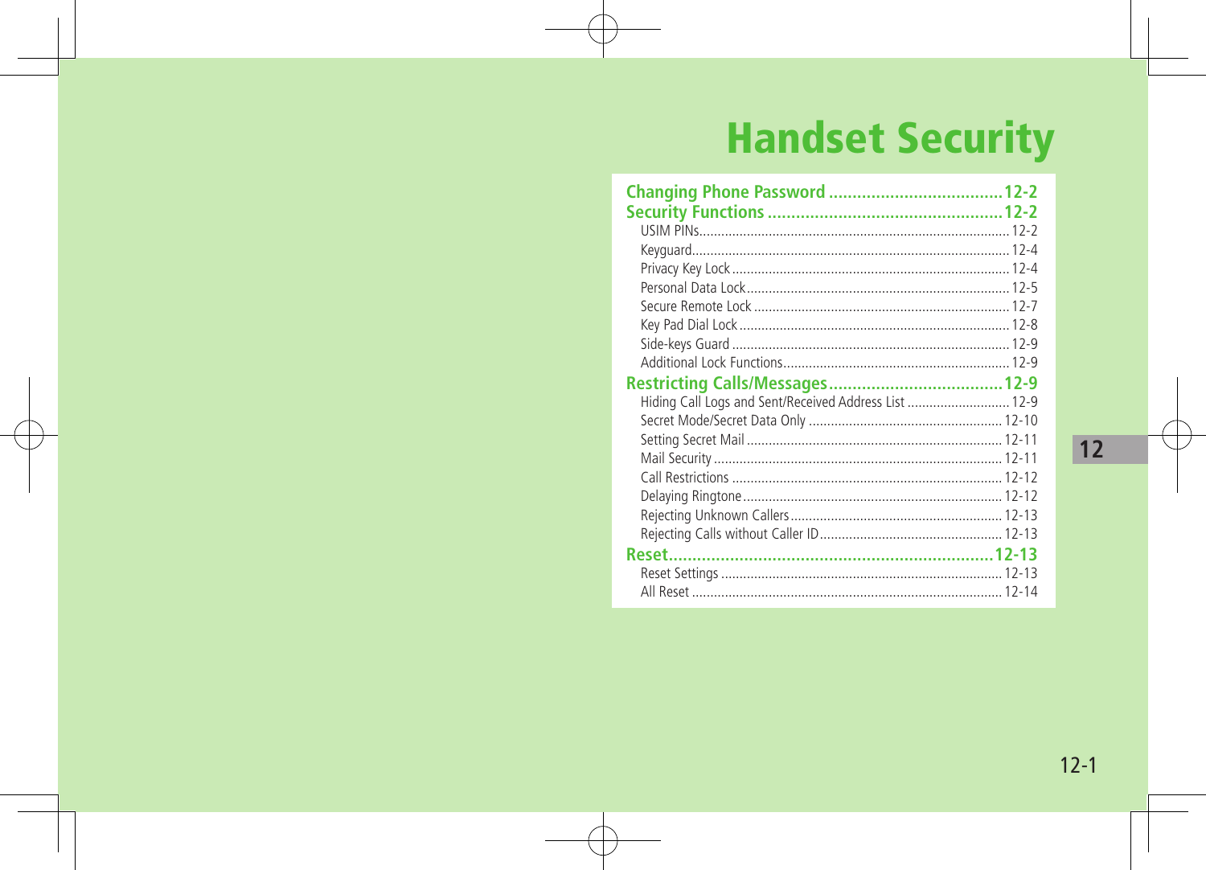# Handset Security

**Changing Phone Password** ..................................... 12-2

**Security Functions** .................................................. 12-2

- USIM PINs .................................................................................... 12-2
- Keyguard ...................................................................................... 12-4
- Privacy Key Lock ........................................................................... 12-4
- Personal Data Lock ....................................................................... 12-5
- Secure Remote Lock ..................................................................... 12-7
- Key Pad Dial Lock ......................................................................... 12-8
- Side-keys Guard ........................................................................... 12-9
- Additional Lock Functions ............................................................. 12-9

**Restricting Calls/Messages** ..................................... 12-9

- Hiding Call Logs and Sent/Received Address List ............................ 12-9
- Secret Mode/Secret Data Only ..................................................... 12-10
- Setting Secret Mail ..................................................................... 12-11
- Mail Security .............................................................................. 12-11
- Call Restrictions ......................................................................... 12-12
- Delaying Ringtone ...................................................................... 12-12
- Rejecting Unknown Callers .......................................................... 12-13
- Rejecting Calls without Caller ID .................................................. 12-13

**Reset** ...................................................................... 12-13

- Reset Settings ............................................................................ 12-13
- All Reset .................................................................................... 12-14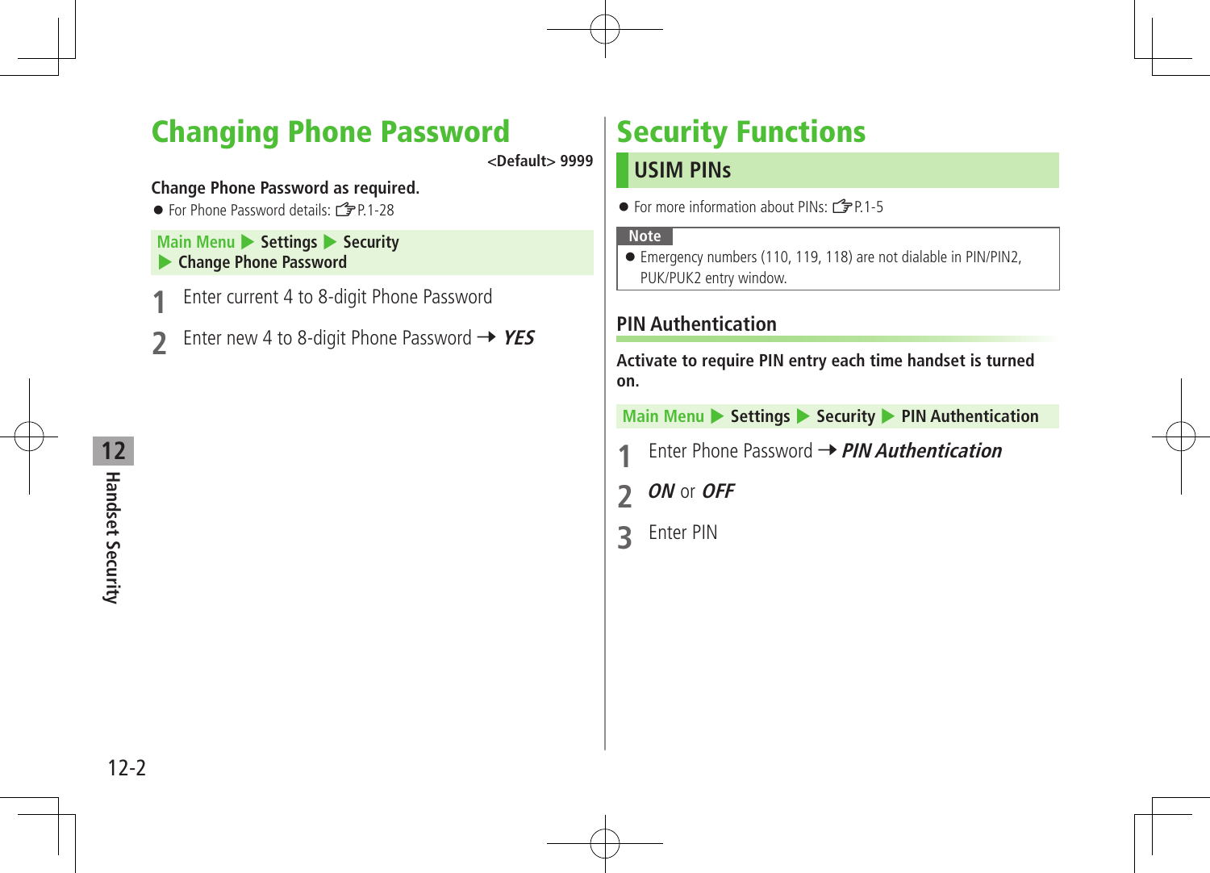# Changing Phone Password

<Default> 9999

**Change Phone Password as required.**

- For Phone Password details: ☞P.1-28

**Main Menu ▶ Settings ▶ Security ▶ Change Phone Password**

1. Enter current 4 to 8-digit Phone Password
2. Enter new 4 to 8-digit Phone Password → ***YES***

# Security Functions

## USIM PINs

- For more information about PINs: ☞P.1-5

**Note**

- Emergency numbers (110, 119, 118) are not dialable in PIN/PIN2, PUK/PUK2 entry window.

### PIN Authentication

**Activate to require PIN entry each time handset is turned on.**

**Main Menu ▶ Settings ▶ Security ▶ PIN Authentication**

1. Enter Phone Password → ***PIN Authentication***
2. ***ON*** or ***OFF***
3. Enter PIN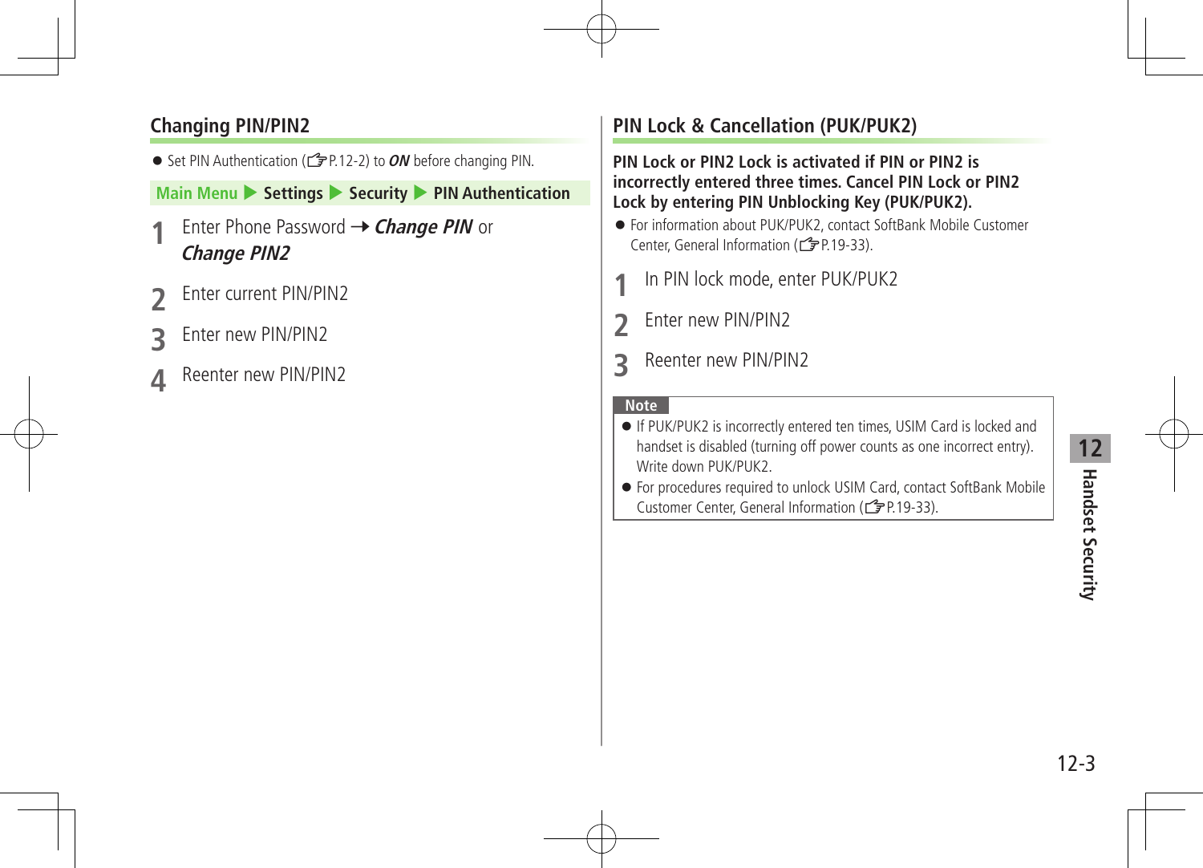## Changing PIN/PIN2

- Set PIN Authentication (☞P.12-2) to ***ON*** before changing PIN.

**Main Menu ▶ Settings ▶ Security ▶ PIN Authentication**

1. Enter Phone Password → ***Change PIN*** or ***Change PIN2***
2. Enter current PIN/PIN2
3. Enter new PIN/PIN2
4. Reenter new PIN/PIN2

## PIN Lock & Cancellation (PUK/PUK2)

**PIN Lock or PIN2 Lock is activated if PIN or PIN2 is incorrectly entered three times. Cancel PIN Lock or PIN2 Lock by entering PIN Unblocking Key (PUK/PUK2).**

- For information about PUK/PUK2, contact SoftBank Mobile Customer Center, General Information (☞P.19-33).

1. In PIN lock mode, enter PUK/PUK2
2. Enter new PIN/PIN2
3. Reenter new PIN/PIN2

**Note**

- If PUK/PUK2 is incorrectly entered ten times, USIM Card is locked and handset is disabled (turning off power counts as one incorrect entry). Write down PUK/PUK2.
- For procedures required to unlock USIM Card, contact SoftBank Mobile Customer Center, General Information (☞P.19-33).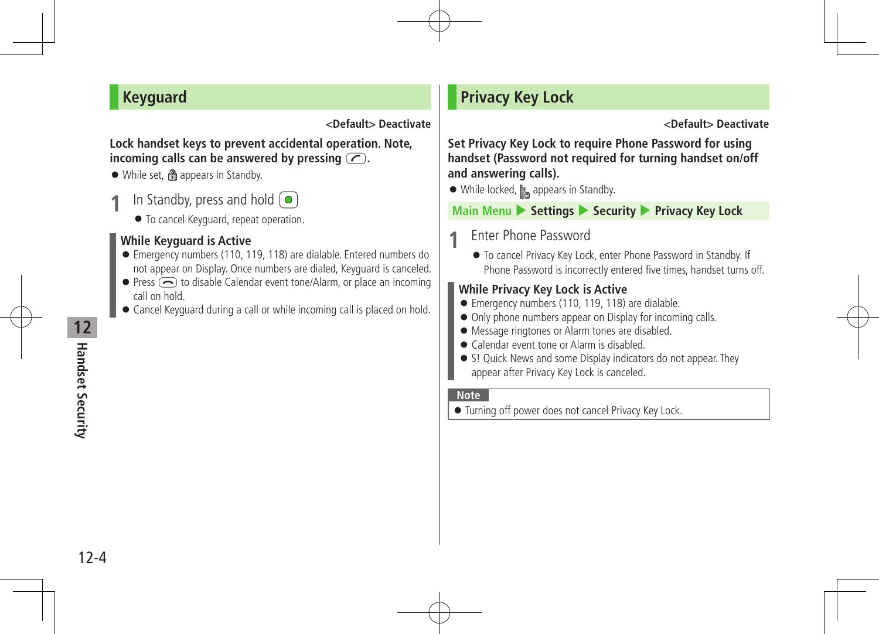## Keyguard

<Default> Deactivate

**Lock handset keys to prevent accidental operation. Note, incoming calls can be answered by pressing .**

- While set, appears in Standby.

**1** In Standby, press and hold

- To cancel Keyguard, repeat operation.

### While Keyguard is Active

- Emergency numbers (110, 119, 118) are dialable. Entered numbers do not appear on Display. Once numbers are dialed, Keyguard is canceled.
- Press to disable Calendar event tone/Alarm, or place an incoming call on hold.
- Cancel Keyguard during a call or while incoming call is placed on hold.

## Privacy Key Lock

<Default> Deactivate

**Set Privacy Key Lock to require Phone Password for using handset (Password not required for turning handset on/off and answering calls).**

- While locked, appears in Standby.

Main Menu ▶ Settings ▶ Security ▶ Privacy Key Lock

**1** Enter Phone Password

- To cancel Privacy Key Lock, enter Phone Password in Standby. If Phone Password is incorrectly entered five times, handset turns off.

### While Privacy Key Lock is Active

- Emergency numbers (110, 119, 118) are dialable.
- Only phone numbers appear on Display for incoming calls.
- Message ringtones or Alarm tones are disabled.
- Calendar event tone or Alarm is disabled.
- S! Quick News and some Display indicators do not appear. They appear after Privacy Key Lock is canceled.

**Note**

- Turning off power does not cancel Privacy Key Lock.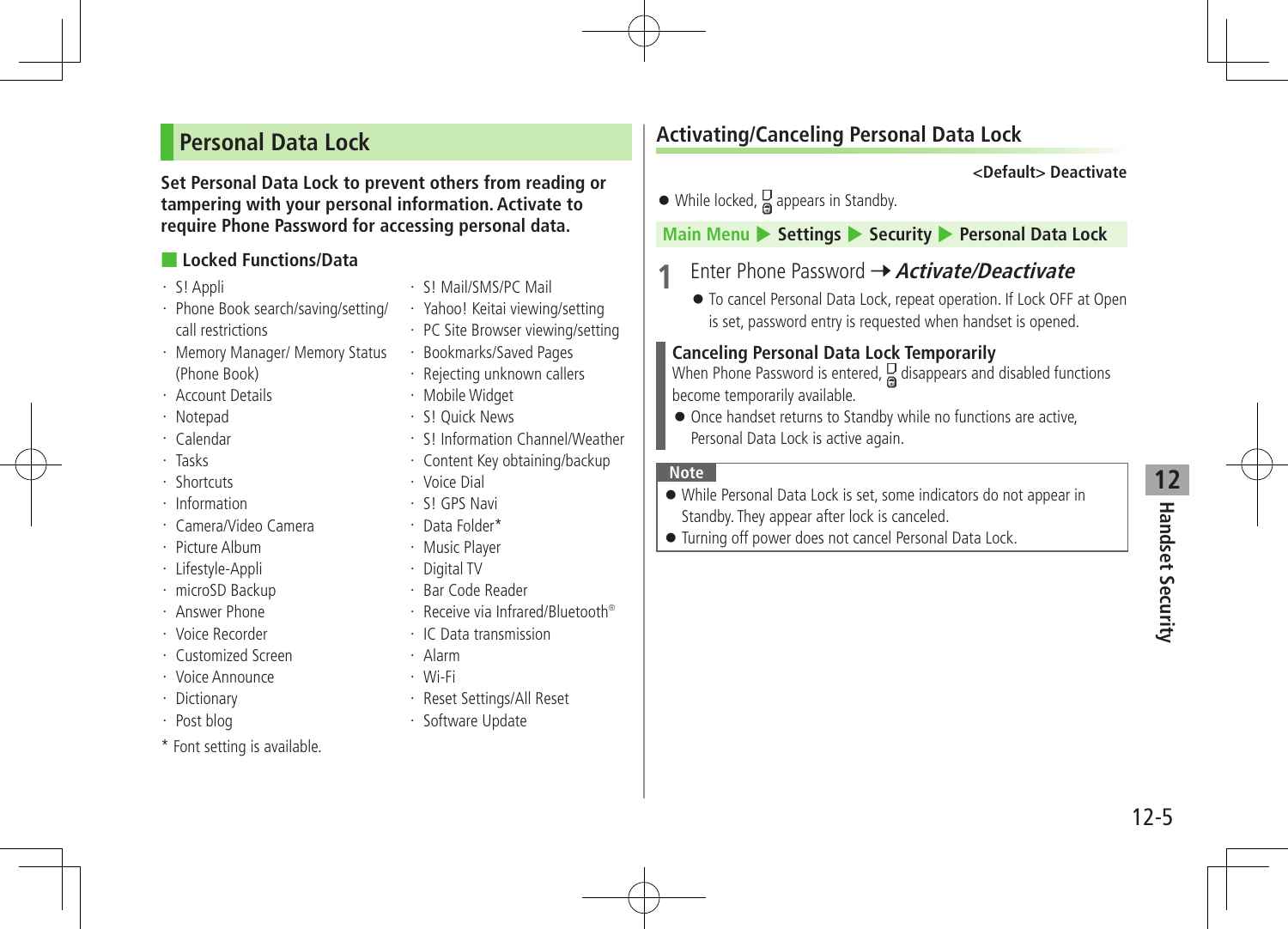## Personal Data Lock

**Set Personal Data Lock to prevent others from reading or tampering with your personal information. Activate to require Phone Password for accessing personal data.**

### Locked Functions/Data

- S! Appli
- Phone Book search/saving/setting/call restrictions
- Memory Manager/ Memory Status (Phone Book)
- Account Details
- Notepad
- Calendar
- Tasks
- Shortcuts
- Information
- Camera/Video Camera
- Picture Album
- Lifestyle-Appli
- microSD Backup
- Answer Phone
- Voice Recorder
- Customized Screen
- Voice Announce
- Dictionary
- Post blog
- S! Mail/SMS/PC Mail
- Yahoo! Keitai viewing/setting
- PC Site Browser viewing/setting
- Bookmarks/Saved Pages
- Rejecting unknown callers
- Mobile Widget
- S! Quick News
- S! Information Channel/Weather
- Content Key obtaining/backup
- Voice Dial
- S! GPS Navi
- Data Folder*
- Music Player
- Digital TV
- Bar Code Reader
- Receive via Infrared/Bluetooth®
- IC Data transmission
- Alarm
- Wi-Fi
- Reset Settings/All Reset
- Software Update

\* Font setting is available.

## Activating/Canceling Personal Data Lock

**<Default> Deactivate**

- While locked, 🔒 appears in Standby.

**Main Menu ▶ Settings ▶ Security ▶ Personal Data Lock**

**1** Enter Phone Password → ***Activate/Deactivate***

- To cancel Personal Data Lock, repeat operation. If Lock OFF at Open is set, password entry is requested when handset is opened.

### Canceling Personal Data Lock Temporarily

When Phone Password is entered, 🔒 disappears and disabled functions become temporarily available.

- Once handset returns to Standby while no functions are active, Personal Data Lock is active again.

**Note**

- While Personal Data Lock is set, some indicators do not appear in Standby. They appear after lock is canceled.
- Turning off power does not cancel Personal Data Lock.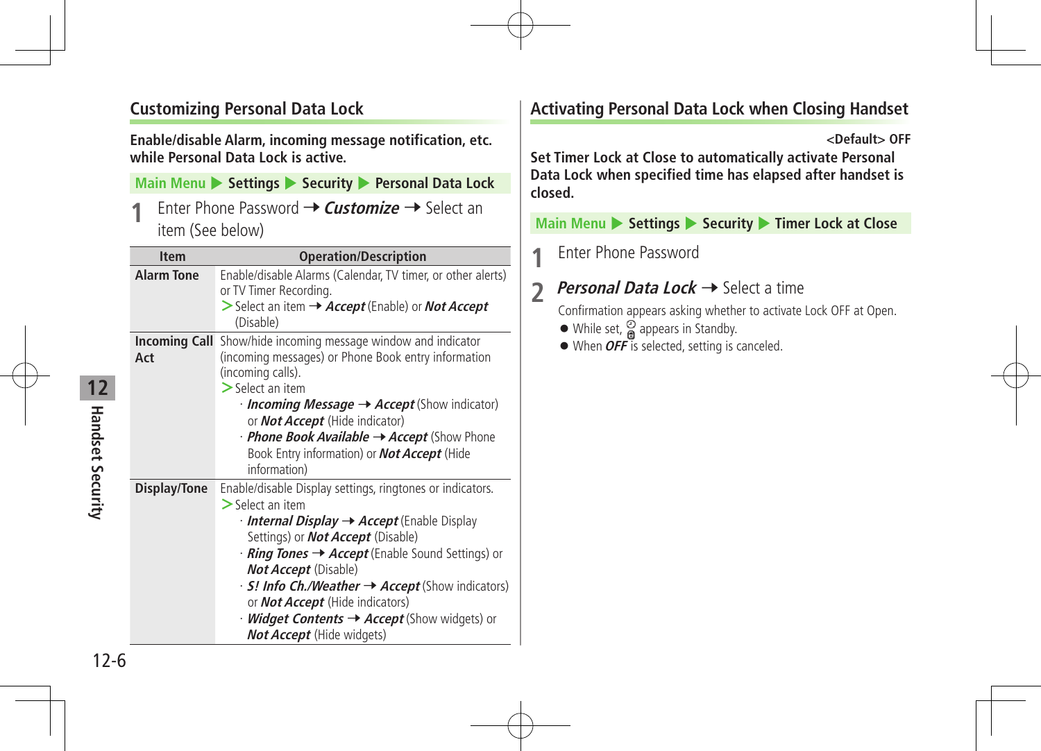## Customizing Personal Data Lock

**Enable/disable Alarm, incoming message notification, etc. while Personal Data Lock is active.**

**Main Menu ▶ Settings ▶ Security ▶ Personal Data Lock**

**1** Enter Phone Password ➝ ***Customize*** ➝ Select an item (See below)

| Item | Operation/Description |
|---|---|
| **Alarm Tone** | Enable/disable Alarms (Calendar, TV timer, or other alerts) or TV Timer Recording.<br>> Select an item ➝ ***Accept*** (Enable) or ***Not Accept*** (Disable) |
| **Incoming Call Act** | Show/hide incoming message window and indicator (incoming messages) or Phone Book entry information (incoming calls).<br>> Select an item<br>· ***Incoming Message*** ➝ ***Accept*** (Show indicator) or ***Not Accept*** (Hide indicator)<br>· ***Phone Book Available*** ➝ ***Accept*** (Show Phone Book Entry information) or ***Not Accept*** (Hide information) |
| **Display/Tone** | Enable/disable Display settings, ringtones or indicators.<br>> Select an item<br>· ***Internal Display*** ➝ ***Accept*** (Enable Display Settings) or ***Not Accept*** (Disable)<br>· ***Ring Tones*** ➝ ***Accept*** (Enable Sound Settings) or ***Not Accept*** (Disable)<br>· ***S! Info Ch./Weather*** ➝ ***Accept*** (Show indicators) or ***Not Accept*** (Hide indicators)<br>· ***Widget Contents*** ➝ ***Accept*** (Show widgets) or ***Not Accept*** (Hide widgets) |

## Activating Personal Data Lock when Closing Handset

**<Default> OFF**

**Set Timer Lock at Close to automatically activate Personal Data Lock when specified time has elapsed after handset is closed.**

**Main Menu ▶ Settings ▶ Security ▶ Timer Lock at Close**

**1** Enter Phone Password

**2** ***Personal Data Lock*** ➝ Select a time

Confirmation appears asking whether to activate Lock OFF at Open.

- While set, an indicator appears in Standby.
- When ***OFF*** is selected, setting is canceled.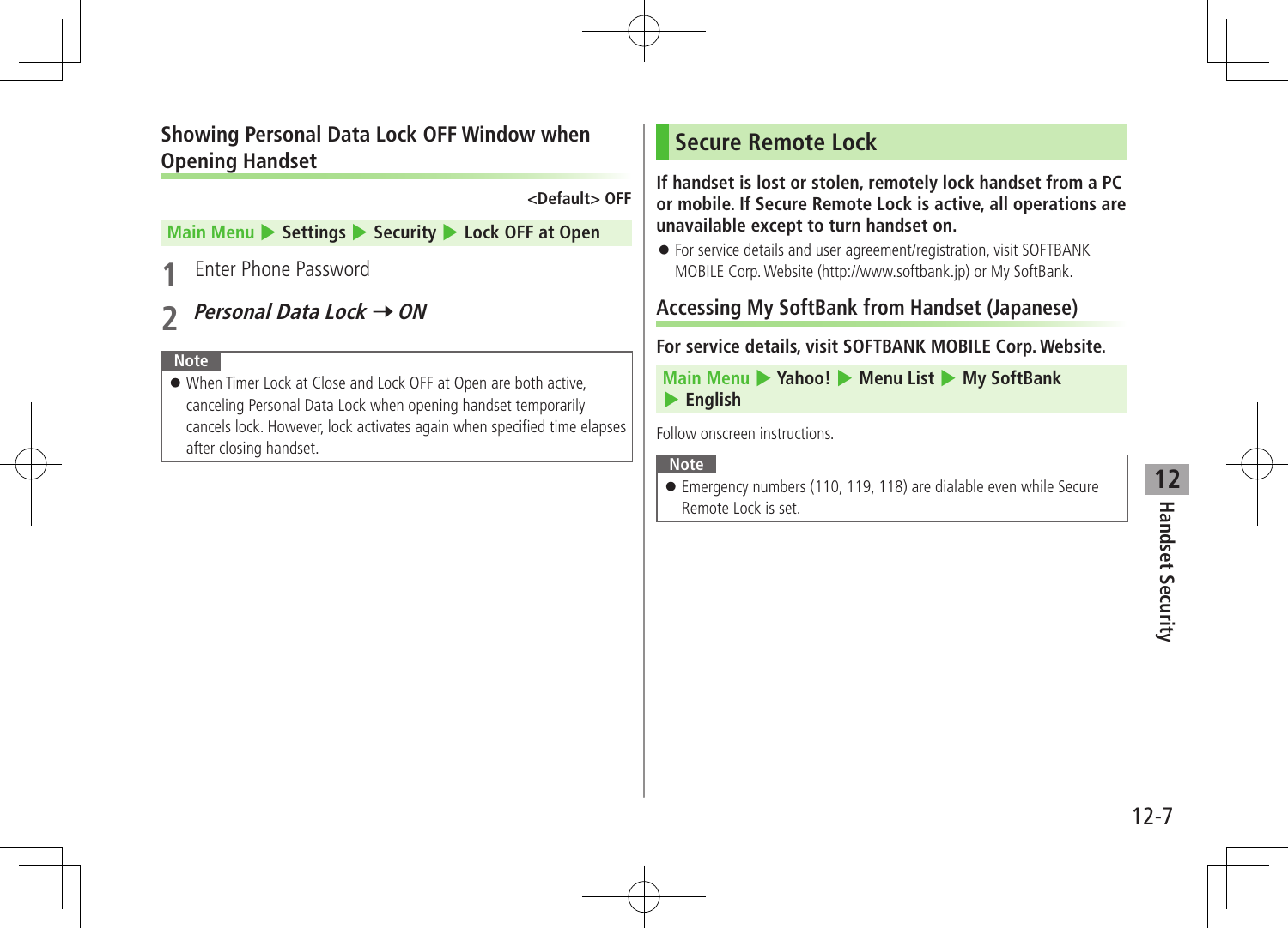### Showing Personal Data Lock OFF Window when Opening Handset

**<Default> OFF**

**Main Menu ▶ Settings ▶ Security ▶ Lock OFF at Open**

**1** Enter Phone Password

**2** ***Personal Data Lock*** → ***ON***

**Note**

- When Timer Lock at Close and Lock OFF at Open are both active, canceling Personal Data Lock when opening handset temporarily cancels lock. However, lock activates again when specified time elapses after closing handset.

## Secure Remote Lock

**If handset is lost or stolen, remotely lock handset from a PC or mobile. If Secure Remote Lock is active, all operations are unavailable except to turn handset on.**

- For service details and user agreement/registration, visit SOFTBANK MOBILE Corp. Website (http://www.softbank.jp) or My SoftBank.

### Accessing My SoftBank from Handset (Japanese)

**For service details, visit SOFTBANK MOBILE Corp. Website.**

**Main Menu ▶ Yahoo! ▶ Menu List ▶ My SoftBank ▶ English**

Follow onscreen instructions.

**Note**

- Emergency numbers (110, 119, 118) are dialable even while Secure Remote Lock is set.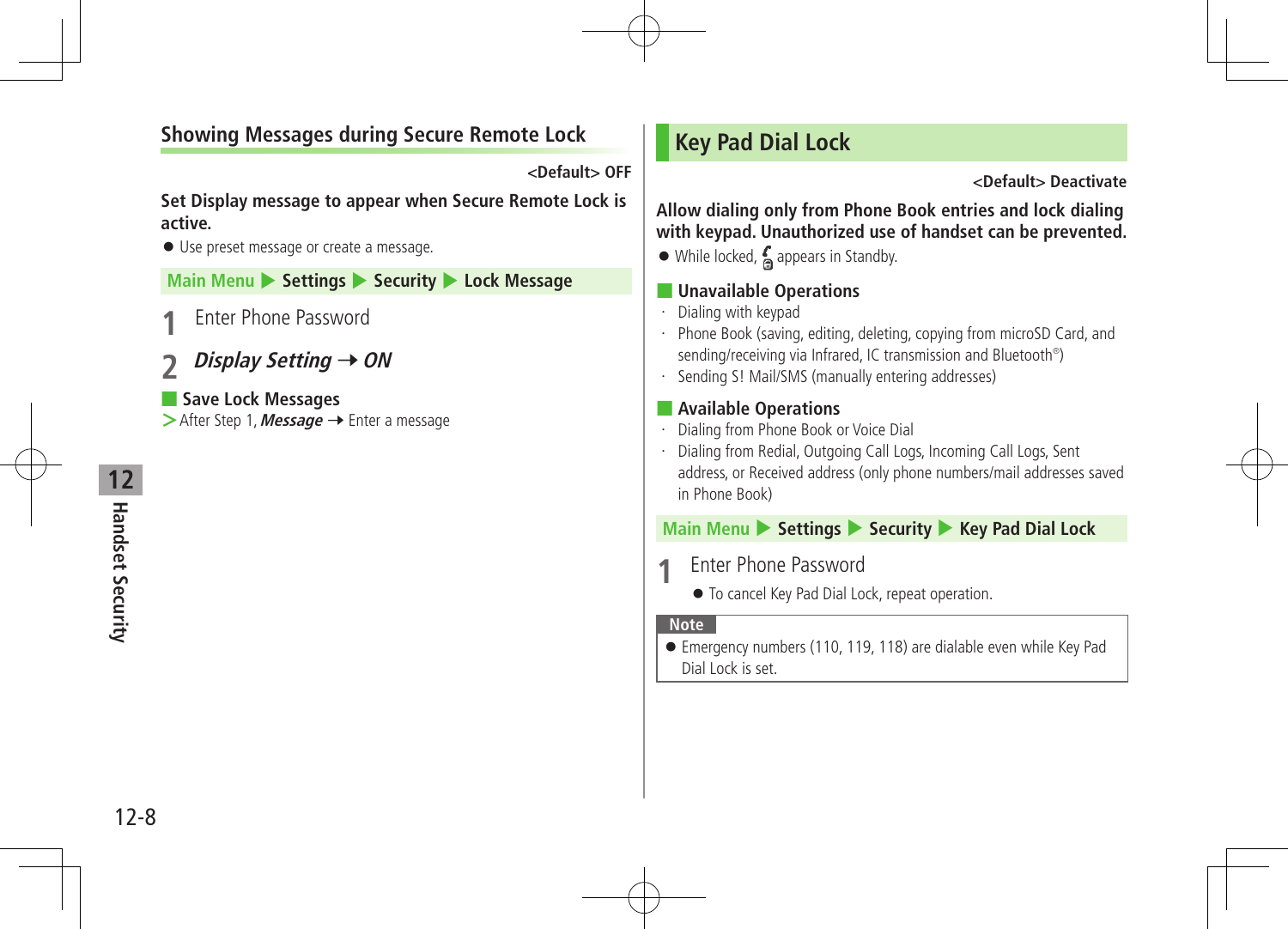### Showing Messages during Secure Remote Lock

<Default> OFF

**Set Display message to appear when Secure Remote Lock is active.**

- Use preset message or create a message.

**Main Menu ▶ Settings ▶ Security ▶ Lock Message**

1 Enter Phone Password

2 ***Display Setting*** → ***ON***

**Save Lock Messages**

> After Step 1, ***Message*** → Enter a message

## Key Pad Dial Lock

<Default> Deactivate

**Allow dialing only from Phone Book entries and lock dialing with keypad. Unauthorized use of handset can be prevented.**

- While locked, [icon] appears in Standby.

**Unavailable Operations**

- Dialing with keypad
- Phone Book (saving, editing, deleting, copying from microSD Card, and sending/receiving via Infrared, IC transmission and Bluetooth®)
- Sending S! Mail/SMS (manually entering addresses)

**Available Operations**

- Dialing from Phone Book or Voice Dial
- Dialing from Redial, Outgoing Call Logs, Incoming Call Logs, Sent address, or Received address (only phone numbers/mail addresses saved in Phone Book)

**Main Menu ▶ Settings ▶ Security ▶ Key Pad Dial Lock**

1 Enter Phone Password

- To cancel Key Pad Dial Lock, repeat operation.

**Note**

- Emergency numbers (110, 119, 118) are dialable even while Key Pad Dial Lock is set.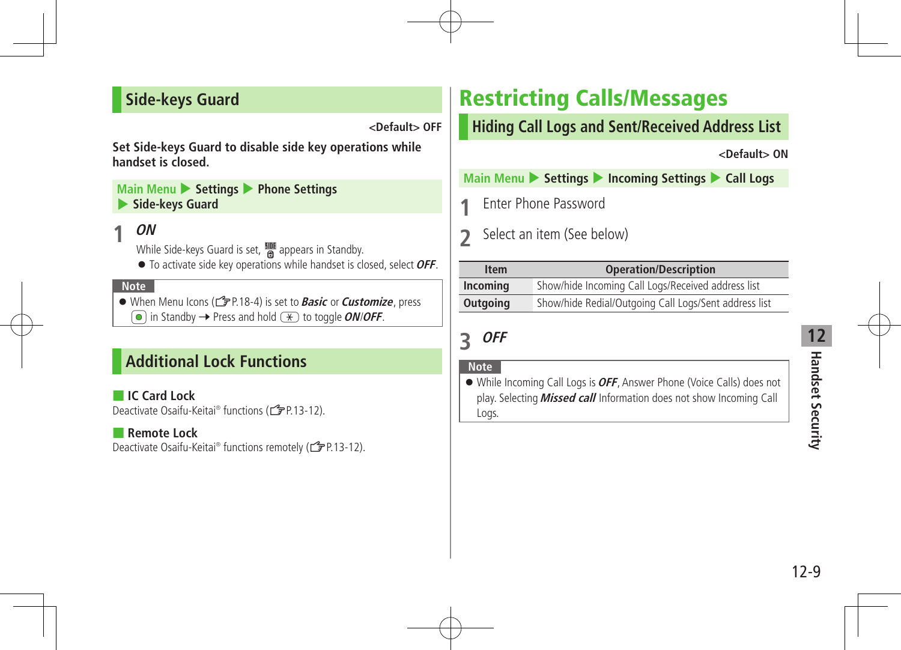## Side-keys Guard

<Default> OFF

**Set Side-keys Guard to disable side key operations while handset is closed.**

Main Menu ▶ **Settings** ▶ **Phone Settings** ▶ **Side-keys Guard**

**1** ***ON***

While Side-keys Guard is set, [SIDE] appears in Standby.

- To activate side key operations while handset is closed, select ***OFF***.

**Note**

- When Menu Icons (☞P.18-4) is set to ***Basic*** or ***Customize***, press [●] in Standby → Press and hold [✳] to toggle ***ON***/***OFF***.

## Additional Lock Functions

### ■ IC Card Lock

Deactivate Osaifu-Keitai® functions (☞P.13-12).

### ■ Remote Lock

Deactivate Osaifu-Keitai® functions remotely (☞P.13-12).

# Restricting Calls/Messages

## Hiding Call Logs and Sent/Received Address List

<Default> ON

Main Menu ▶ **Settings** ▶ **Incoming Settings** ▶ **Call Logs**

**1** Enter Phone Password

**2** Select an item (See below)

| Item | Operation/Description |
|---|---|
| **Incoming** | Show/hide Incoming Call Logs/Received address list |
| **Outgoing** | Show/hide Redial/Outgoing Call Logs/Sent address list |

**3** ***OFF***

**Note**

- While Incoming Call Logs is ***OFF***, Answer Phone (Voice Calls) does not play. Selecting ***Missed call*** Information does not show Incoming Call Logs.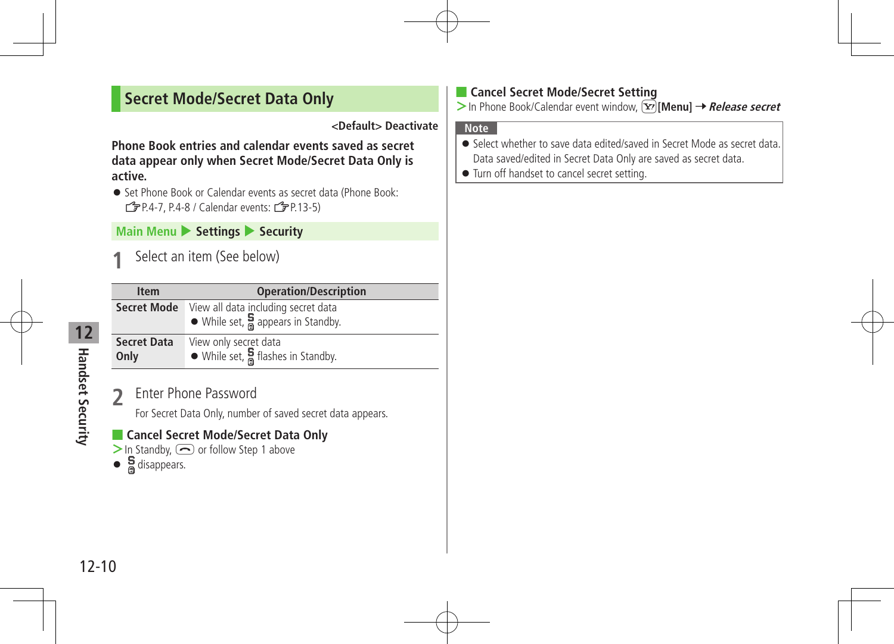## Secret Mode/Secret Data Only

<Default> Deactivate

**Phone Book entries and calendar events saved as secret data appear only when Secret Mode/Secret Data Only is active.**

- Set Phone Book or Calendar events as secret data (Phone Book: ☞P.4-7, P.4-8 / Calendar events: ☞P.13-5)

**Main Menu ▶ Settings ▶ Security**

**1** Select an item (See below)

| Item | Operation/Description |
|---|---|
| **Secret Mode** | View all data including secret data<br>● While set, 🔒 appears in Standby. |
| **Secret Data Only** | View only secret data<br>● While set, 🔒 flashes in Standby. |

**2** Enter Phone Password

For Secret Data Only, number of saved secret data appears.

### Cancel Secret Mode/Secret Data Only

> In Standby, [end key] or follow Step 1 above

- 🔒 disappears.

### Cancel Secret Mode/Secret Setting

> In Phone Book/Calendar event window, [Y!] **[Menu]** → ***Release secret***

**Note**

- Select whether to save data edited/saved in Secret Mode as secret data. Data saved/edited in Secret Data Only are saved as secret data.
- Turn off handset to cancel secret setting.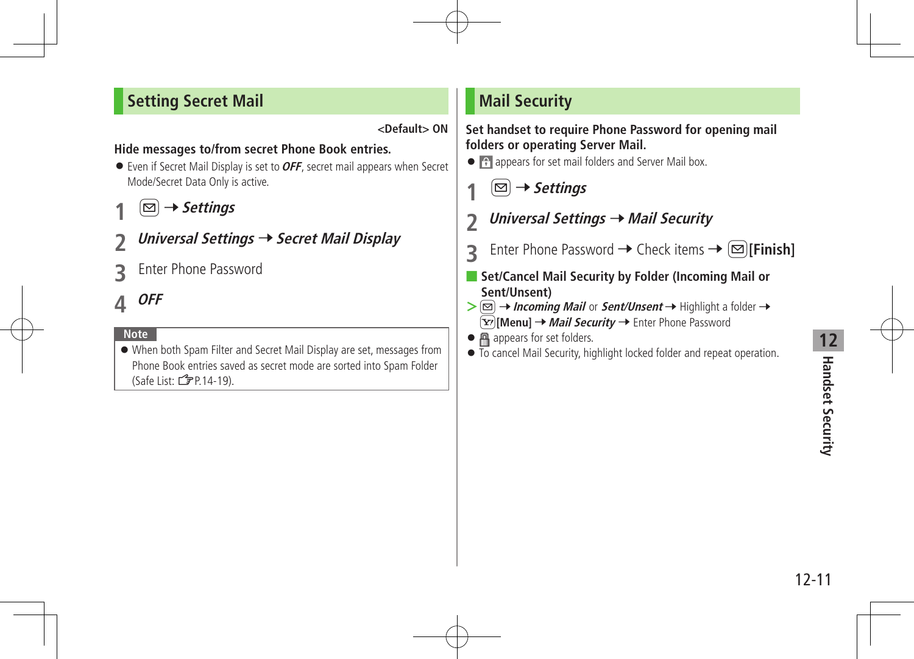## Setting Secret Mail

<Default> ON

**Hide messages to/from secret Phone Book entries.**

- Even if Secret Mail Display is set to ***OFF***, secret mail appears when Secret Mode/Secret Data Only is active.

**1** ✉ → ***Settings***

**2** ***Universal Settings*** → ***Secret Mail Display***

**3** Enter Phone Password

**4** ***OFF***

**Note**

- When both Spam Filter and Secret Mail Display are set, messages from Phone Book entries saved as secret mode are sorted into Spam Folder (Safe List: ☞P.14-19).

## Mail Security

**Set handset to require Phone Password for opening mail folders or operating Server Mail.**

- 🔒 appears for set mail folders and Server Mail box.

**1** ✉ → ***Settings***

**2** ***Universal Settings*** → ***Mail Security***

**3** Enter Phone Password → Check items → ✉**[Finish]**

### Set/Cancel Mail Security by Folder (Incoming Mail or Sent/Unsent)

> ✉ → ***Incoming Mail*** or ***Sent/Unsent*** → Highlight a folder → Y!**[Menu]** → ***Mail Security*** → Enter Phone Password

- 🔒 appears for set folders.
- To cancel Mail Security, highlight locked folder and repeat operation.

12 Handset Security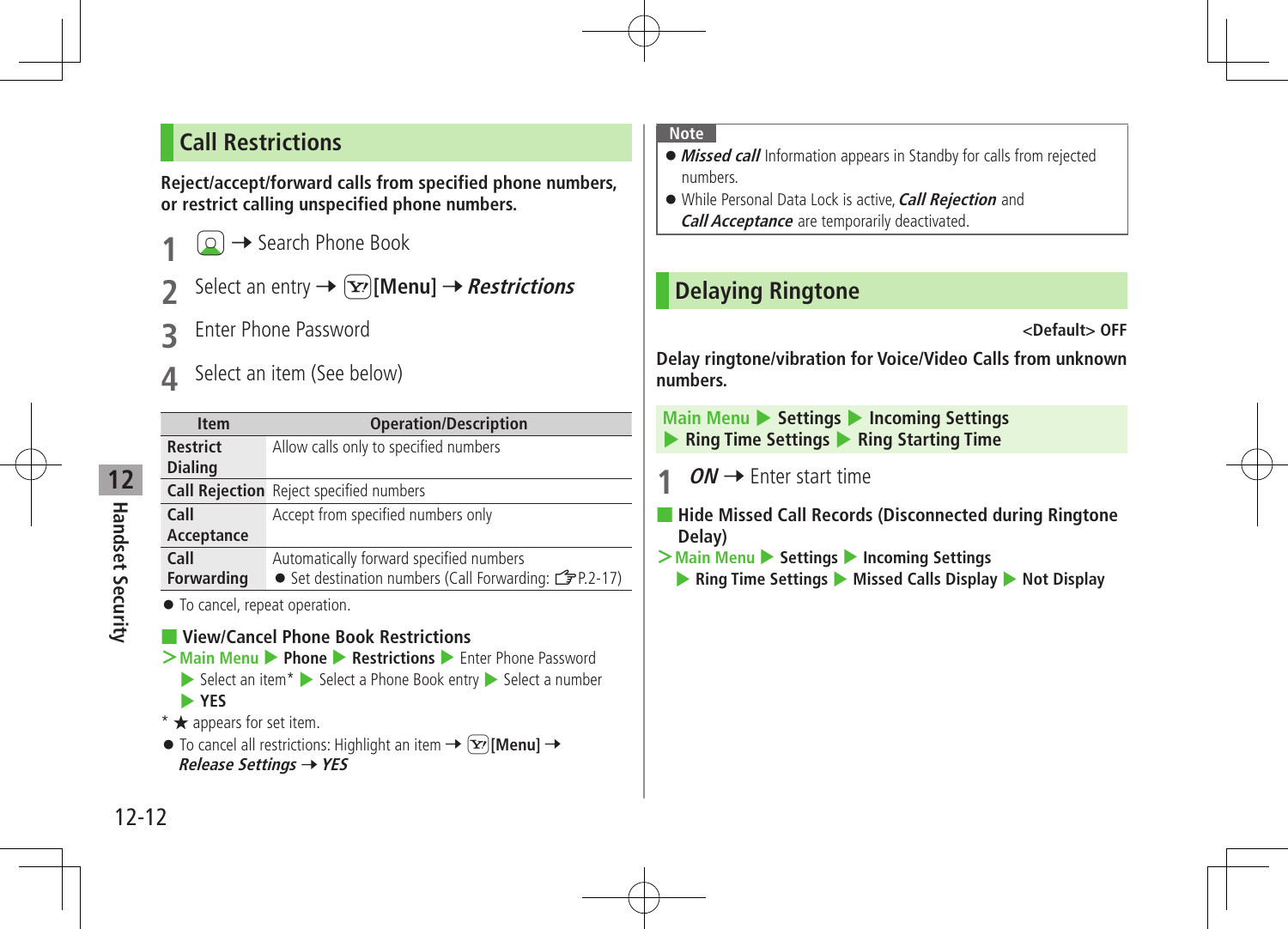## Call Restrictions

**Reject/accept/forward calls from specified phone numbers, or restrict calling unspecified phone numbers.**

1. [Phone Book key] → Search Phone Book
2. Select an entry → [Y!][Menu] → ***Restrictions***
3. Enter Phone Password
4. Select an item (See below)

| Item | Operation/Description |
|---|---|
| **Restrict Dialing** | Allow calls only to specified numbers |
| **Call Rejection** | Reject specified numbers |
| **Call Acceptance** | Accept from specified numbers only |
| **Call Forwarding** | Automatically forward specified numbers<br>● Set destination numbers (Call Forwarding: ☞P.2-17) |

● To cancel, repeat operation.

### View/Cancel Phone Book Restrictions

> Main Menu ▶ **Phone** ▶ **Restrictions** ▶ Enter Phone Password ▶ Select an item* ▶ Select a Phone Book entry ▶ Select a number ▶ **YES**

\* ★ appears for set item.

● To cancel all restrictions: Highlight an item → [Y!][Menu] → ***Release Settings*** → ***YES***

**Note**

- ***Missed call*** Information appears in Standby for calls from rejected numbers.
- While Personal Data Lock is active, ***Call Rejection*** and ***Call Acceptance*** are temporarily deactivated.

## Delaying Ringtone

<Default> OFF

**Delay ringtone/vibration for Voice/Video Calls from unknown numbers.**

Main Menu ▶ **Settings** ▶ **Incoming Settings** ▶ **Ring Time Settings** ▶ **Ring Starting Time**

1. ***ON*** → Enter start time

### Hide Missed Call Records (Disconnected during Ringtone Delay)

> Main Menu ▶ **Settings** ▶ **Incoming Settings** ▶ **Ring Time Settings** ▶ **Missed Calls Display** ▶ **Not Display**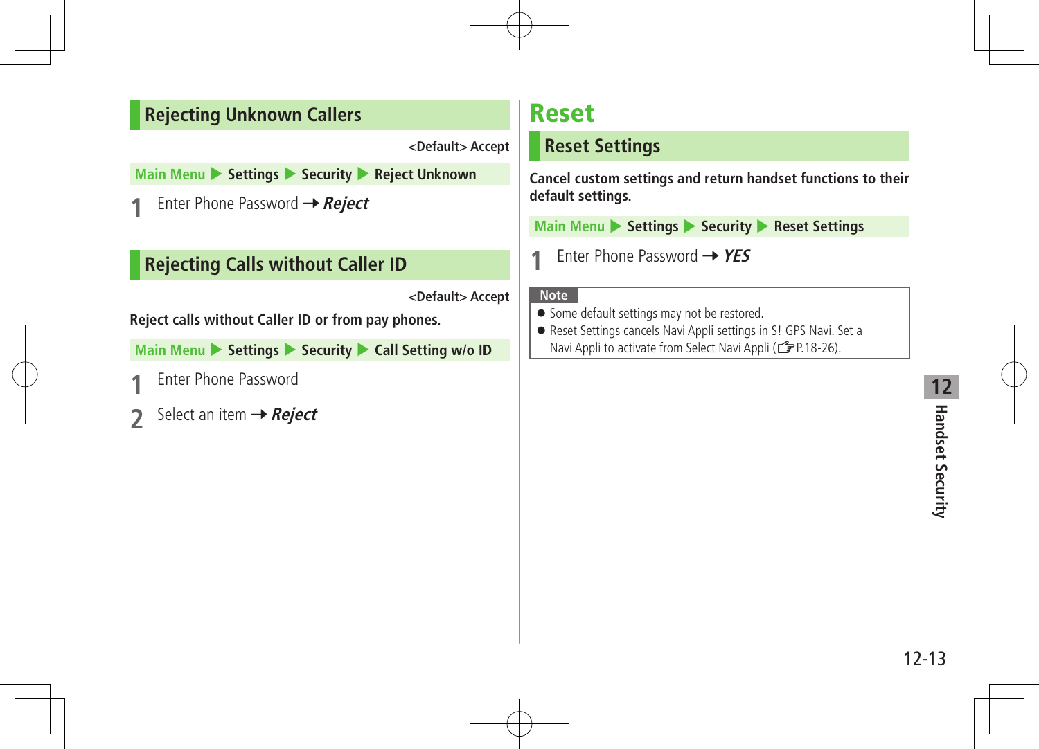## Rejecting Unknown Callers

<Default> Accept

Main Menu ▶ Settings ▶ Security ▶ Reject Unknown

1. Enter Phone Password → ***Reject***

## Rejecting Calls without Caller ID

<Default> Accept

**Reject calls without Caller ID or from pay phones.**

Main Menu ▶ Settings ▶ Security ▶ Call Setting w/o ID

1. Enter Phone Password
2. Select an item → ***Reject***

# Reset

## Reset Settings

**Cancel custom settings and return handset functions to their default settings.**

Main Menu ▶ Settings ▶ Security ▶ Reset Settings

1. Enter Phone Password → ***YES***

**Note**

- Some default settings may not be restored.
- Reset Settings cancels Navi Appli settings in S! GPS Navi. Set a Navi Appli to activate from Select Navi Appli (☞P.18-26).

12 Handset Security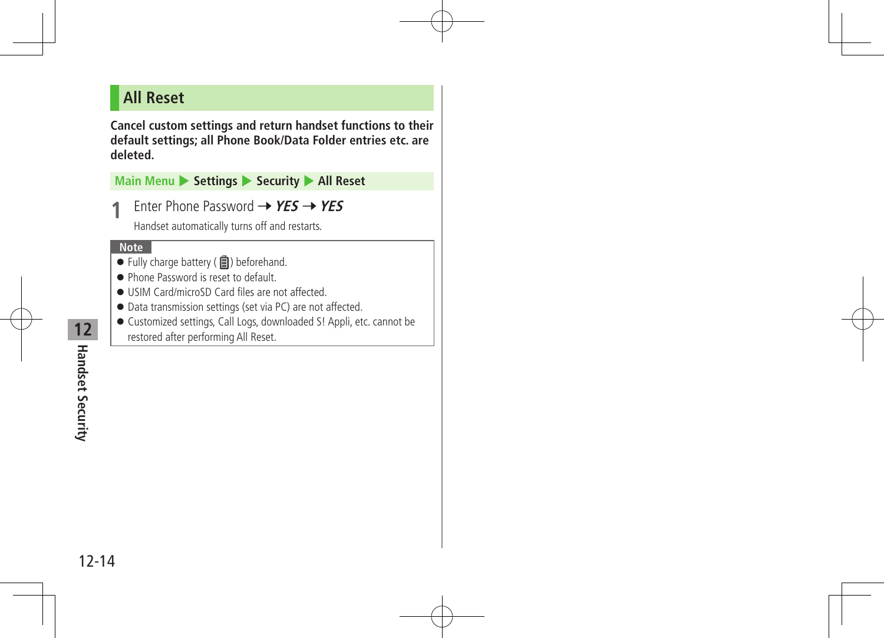## All Reset

**Cancel custom settings and return handset functions to their default settings; all Phone Book/Data Folder entries etc. are deleted.**

**Main Menu ▶ Settings ▶ Security ▶ All Reset**

**1** Enter Phone Password → ***YES*** → ***YES***

Handset automatically turns off and restarts.

**Note**

- Fully charge battery ( ) beforehand.
- Phone Password is reset to default.
- USIM Card/microSD Card files are not affected.
- Data transmission settings (set via PC) are not affected.
- Customized settings, Call Logs, downloaded S! Appli, etc. cannot be restored after performing All Reset.